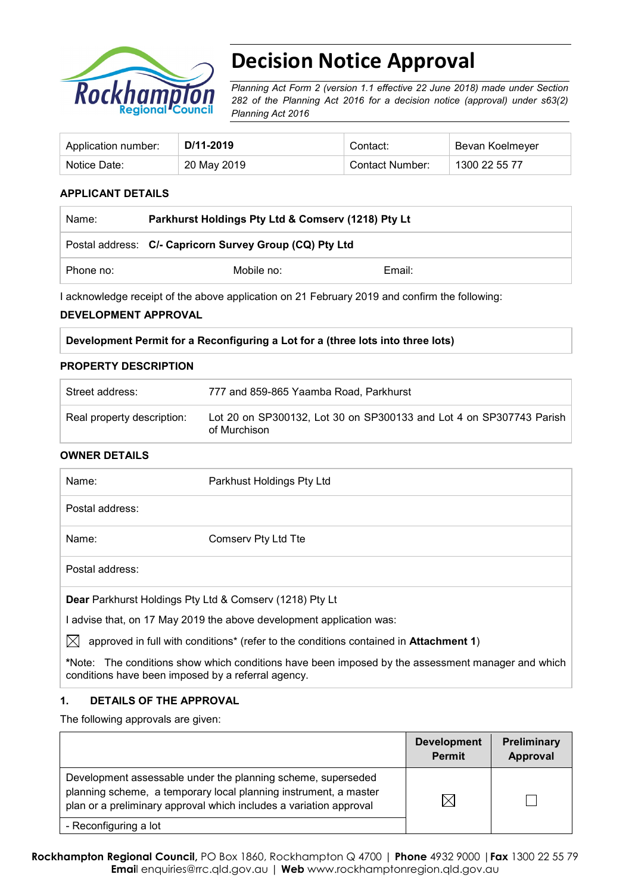# Decision Notice Approval

*Planning Act Form 2 (version 1.1 effective 22 June 2018) made under Section 282 of the Planning Act 2016 for a decision notice (approval) under s63(2) Planning Act 2016*

| Application number: | **D/11-2019** | Contact: | Bevan Koelmeyer |
|---|---|---|---|
| Notice Date: | 20 May 2019 | Contact Number: | 1300 22 55 77 |

**APPLICANT DETAILS**

| Name: | **Parkhurst Holdings Pty Ltd & Comserv (1218) Pty Lt** | |
|---|---|---|
| Postal address: | **C/- Capricorn Survey Group (CQ) Pty Ltd** | |
| Phone no: | Mobile no: | Email: |

I acknowledge receipt of the above application on 21 February 2019 and confirm the following:

**DEVELOPMENT APPROVAL**

| **Development Permit for a Reconfiguring a Lot for a (three lots into three lots)** |
|---|

**PROPERTY DESCRIPTION**

| Street address: | 777 and 859-865 Yaamba Road, Parkhurst |
|---|---|
| Real property description: | Lot 20 on SP300132, Lot 30 on SP300133 and Lot 4 on SP307743 Parish of Murchison |

**OWNER DETAILS**

| Name: | Parkhust Holdings Pty Ltd |
|---|---|
| Postal address: | |
| Name: | Comserv Pty Ltd Tte |
| Postal address: | |

**Dear** Parkhurst Holdings Pty Ltd & Comserv (1218) Pty Lt

I advise that, on 17 May 2019 the above development application was:

☒ approved in full with conditions* (refer to the conditions contained in **Attachment 1**)

*Note: The conditions show which conditions have been imposed by the assessment manager and which conditions have been imposed by a referral agency.

**1. DETAILS OF THE APPROVAL**

The following approvals are given:

| | **Development Permit** | **Preliminary Approval** |
|---|---|---|
| Development assessable under the planning scheme, superseded planning scheme, a temporary local planning instrument, a master plan or a preliminary approval which includes a variation approval<br>- Reconfiguring a lot | ☒ | ☐ |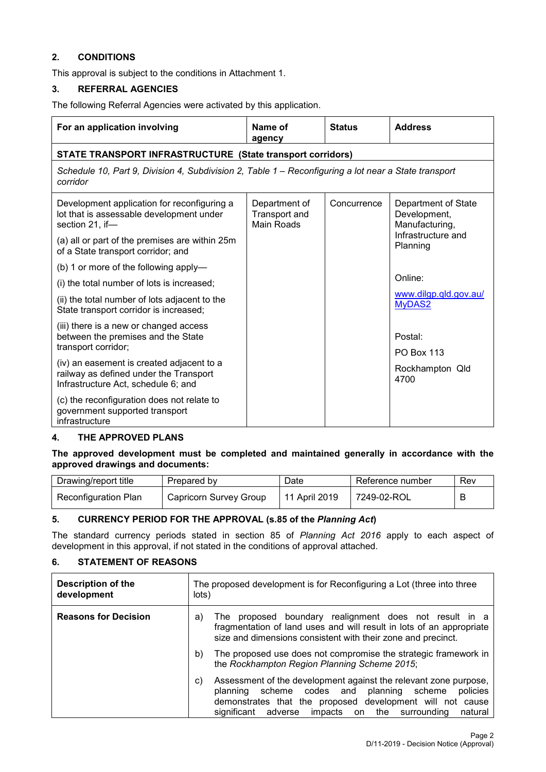## 2. CONDITIONS

This approval is subject to the conditions in Attachment 1.

## 3. REFERRAL AGENCIES

The following Referral Agencies were activated by this application.

| For an application involving | Name of agency | Status | Address |
|---|---|---|---|
| **STATE TRANSPORT INFRASTRUCTURE (State transport corridors)** | | | |
| *Schedule 10, Part 9, Division 4, Subdivision 2, Table 1 – Reconfiguring a lot near a State transport corridor* | | | |
| Development application for reconfiguring a lot that is assessable development under section 21, if—<br><br>(a) all or part of the premises are within 25m of a State transport corridor; and<br><br>(b) 1 or more of the following apply—<br><br>(i) the total number of lots is increased;<br><br>(ii) the total number of lots adjacent to the State transport corridor is increased;<br><br>(iii) there is a new or changed access between the premises and the State transport corridor;<br><br>(iv) an easement is created adjacent to a railway as defined under the Transport Infrastructure Act, schedule 6; and<br><br>(c) the reconfiguration does not relate to government supported transport infrastructure | Department of Transport and Main Roads | Concurrence | Department of State Development, Manufacturing, Infrastructure and Planning<br><br>Online:<br><br>www.dilgp.qld.gov.au/MyDAS2<br><br>Postal:<br><br>PO Box 113<br><br>Rockhampton Qld 4700 |

## 4. THE APPROVED PLANS

**The approved development must be completed and maintained generally in accordance with the approved drawings and documents:**

| Drawing/report title | Prepared by | Date | Reference number | Rev |
|---|---|---|---|---|
| Reconfiguration Plan | Capricorn Survey Group | 11 April 2019 | 7249-02-ROL | B |

## 5. CURRENCY PERIOD FOR THE APPROVAL (s.85 of the *Planning Act*)

The standard currency periods stated in section 85 of *Planning Act 2016* apply to each aspect of development in this approval, if not stated in the conditions of approval attached.

## 6. STATEMENT OF REASONS

| **Description of the development** | The proposed development is for Reconfiguring a Lot (three into three lots) |
|---|---|
| **Reasons for Decision** | a) The proposed boundary realignment does not result in a fragmentation of land uses and will result in lots of an appropriate size and dimensions consistent with their zone and precinct.<br><br>b) The proposed use does not compromise the strategic framework in the *Rockhampton Region Planning Scheme 2015*;<br><br>c) Assessment of the development against the relevant zone purpose, planning scheme codes and planning scheme policies demonstrates that the proposed development will not cause significant adverse impacts on the surrounding natural |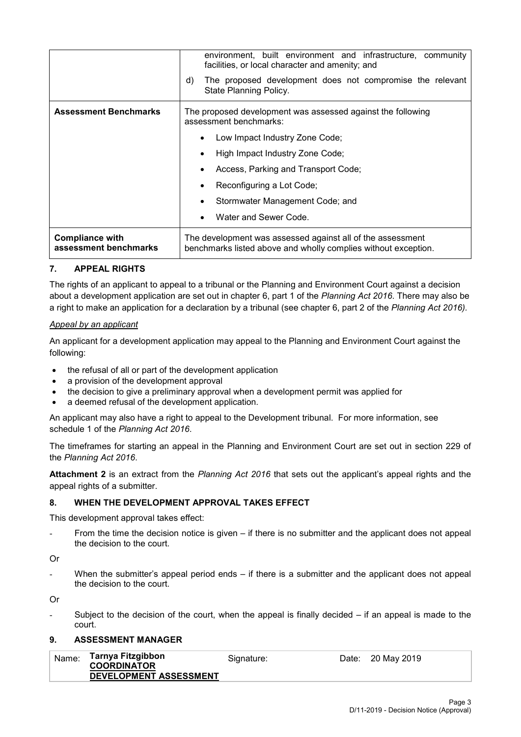| | |
|---|---|
| | environment, built environment and infrastructure, community facilities, or local character and amenity; and<br>d) The proposed development does not compromise the relevant State Planning Policy. |
| **Assessment Benchmarks** | The proposed development was assessed against the following assessment benchmarks:<br>• Low Impact Industry Zone Code;<br>• High Impact Industry Zone Code;<br>• Access, Parking and Transport Code;<br>• Reconfiguring a Lot Code;<br>• Stormwater Management Code; and<br>• Water and Sewer Code. |
| **Compliance with assessment benchmarks** | The development was assessed against all of the assessment benchmarks listed above and wholly complies without exception. |

## 7. APPEAL RIGHTS

The rights of an applicant to appeal to a tribunal or the Planning and Environment Court against a decision about a development application are set out in chapter 6, part 1 of the *Planning Act 2016*. There may also be a right to make an application for a declaration by a tribunal (see chapter 6, part 2 of the *Planning Act 2016).*

*Appeal by an applicant*

An applicant for a development application may appeal to the Planning and Environment Court against the following:

- the refusal of all or part of the development application
- a provision of the development approval
- the decision to give a preliminary approval when a development permit was applied for
- a deemed refusal of the development application.

An applicant may also have a right to appeal to the Development tribunal. For more information, see schedule 1 of the *Planning Act 2016*.

The timeframes for starting an appeal in the Planning and Environment Court are set out in section 229 of the *Planning Act 2016*.

**Attachment 2** is an extract from the *Planning Act 2016* that sets out the applicant's appeal rights and the appeal rights of a submitter.

## 8. WHEN THE DEVELOPMENT APPROVAL TAKES EFFECT

This development approval takes effect:

- From the time the decision notice is given – if there is no submitter and the applicant does not appeal the decision to the court.

Or

- When the submitter's appeal period ends – if there is a submitter and the applicant does not appeal the decision to the court.

Or

- Subject to the decision of the court, when the appeal is finally decided – if an appeal is made to the court.

## 9. ASSESSMENT MANAGER

| Name: | Tarnya Fitzgibbon<br>COORDINATOR<br>DEVELOPMENT ASSESSMENT | Signature: | | Date: | 20 May 2019 |
|---|---|---|---|---|---|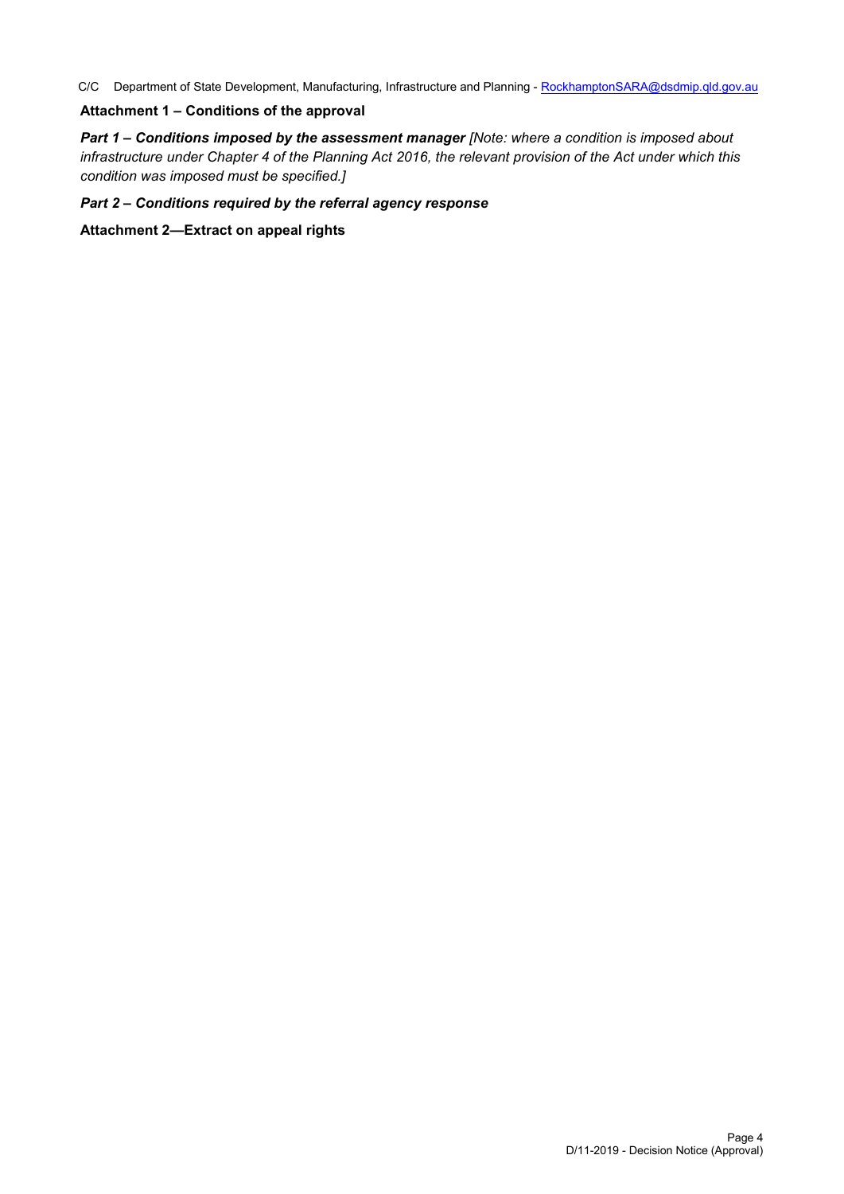C/C Department of State Development, Manufacturing, Infrastructure and Planning - RockhamptonSARA@dsdmip.qld.gov.au

**Attachment 1 – Conditions of the approval**

***Part 1 – Conditions imposed by the assessment manager*** *[Note: where a condition is imposed about infrastructure under Chapter 4 of the Planning Act 2016, the relevant provision of the Act under which this condition was imposed must be specified.]*

***Part 2 – Conditions required by the referral agency response***

**Attachment 2—Extract on appeal rights**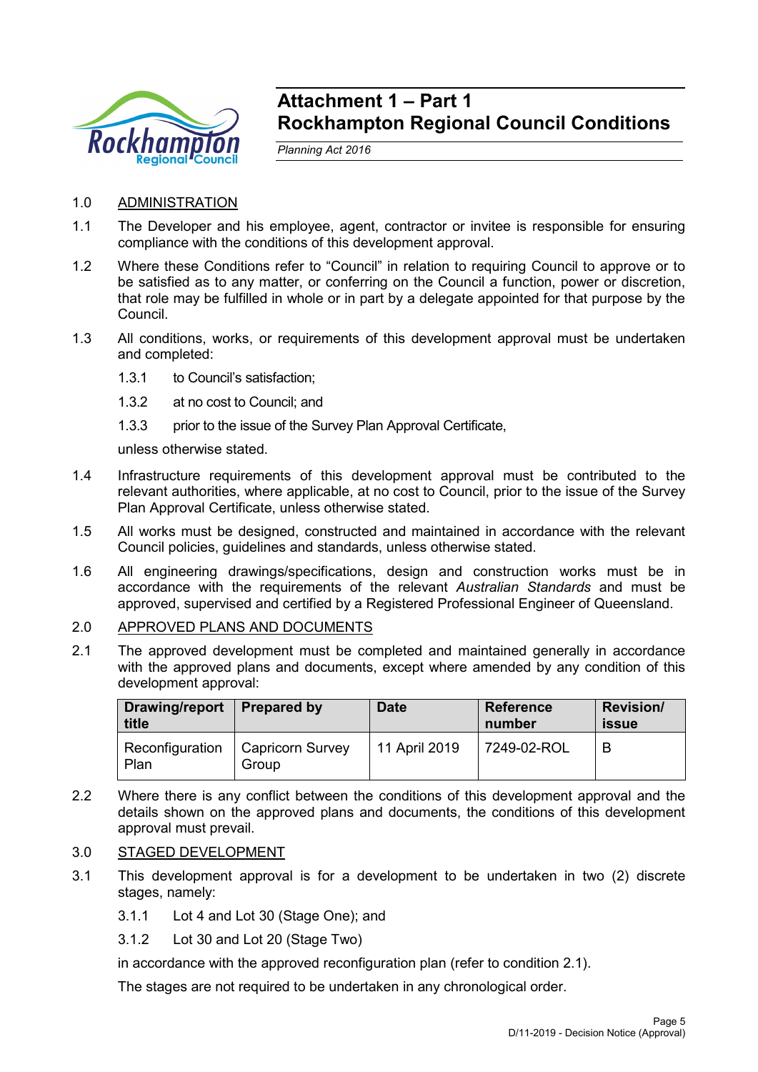# Attachment 1 – Part 1
# Rockhampton Regional Council Conditions

*Planning Act 2016*

1.0 ADMINISTRATION

1.1 The Developer and his employee, agent, contractor or invitee is responsible for ensuring compliance with the conditions of this development approval.

1.2 Where these Conditions refer to "Council" in relation to requiring Council to approve or to be satisfied as to any matter, or conferring on the Council a function, power or discretion, that role may be fulfilled in whole or in part by a delegate appointed for that purpose by the Council.

1.3 All conditions, works, or requirements of this development approval must be undertaken and completed:

1.3.1 to Council's satisfaction;

1.3.2 at no cost to Council; and

1.3.3 prior to the issue of the Survey Plan Approval Certificate,

unless otherwise stated.

1.4 Infrastructure requirements of this development approval must be contributed to the relevant authorities, where applicable, at no cost to Council, prior to the issue of the Survey Plan Approval Certificate, unless otherwise stated.

1.5 All works must be designed, constructed and maintained in accordance with the relevant Council policies, guidelines and standards, unless otherwise stated.

1.6 All engineering drawings/specifications, design and construction works must be in accordance with the requirements of the relevant *Australian Standards* and must be approved, supervised and certified by a Registered Professional Engineer of Queensland.

2.0 APPROVED PLANS AND DOCUMENTS

2.1 The approved development must be completed and maintained generally in accordance with the approved plans and documents, except where amended by any condition of this development approval:

| Drawing/report title | Prepared by | Date | Reference number | Revision/ issue |
|---|---|---|---|---|
| Reconfiguration Plan | Capricorn Survey Group | 11 April 2019 | 7249-02-ROL | B |

2.2 Where there is any conflict between the conditions of this development approval and the details shown on the approved plans and documents, the conditions of this development approval must prevail.

3.0 STAGED DEVELOPMENT

3.1 This development approval is for a development to be undertaken in two (2) discrete stages, namely:

3.1.1 Lot 4 and Lot 30 (Stage One); and

3.1.2 Lot 30 and Lot 20 (Stage Two)

in accordance with the approved reconfiguration plan (refer to condition 2.1).

The stages are not required to be undertaken in any chronological order.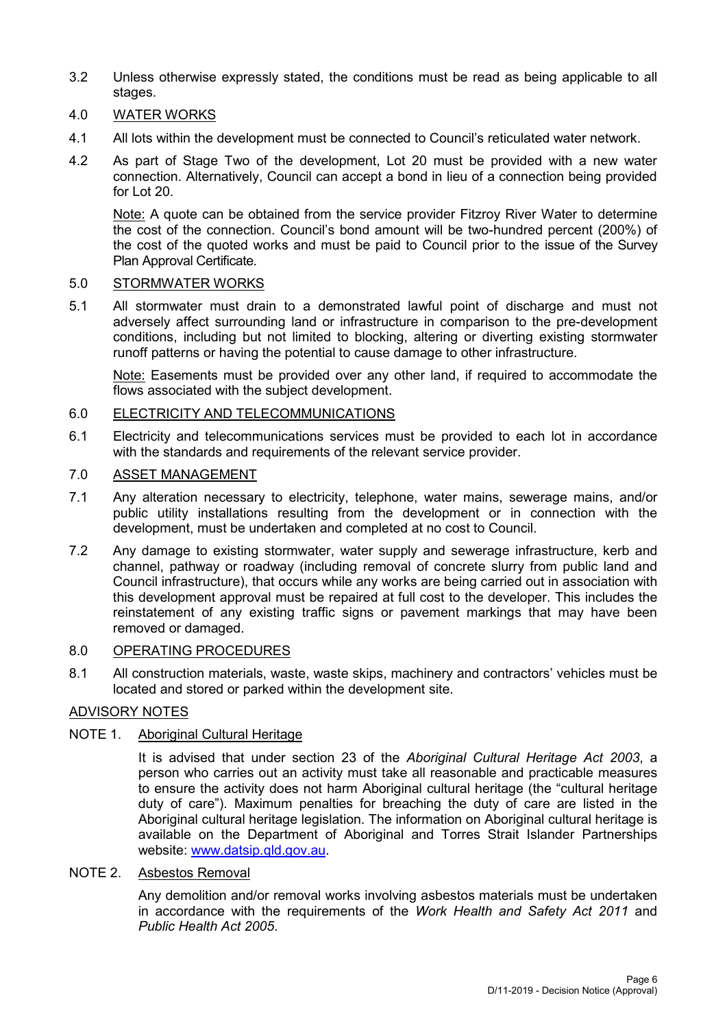3.2 Unless otherwise expressly stated, the conditions must be read as being applicable to all stages.

4.0 <u>WATER WORKS</u>

4.1 All lots within the development must be connected to Council's reticulated water network.

4.2 As part of Stage Two of the development, Lot 20 must be provided with a new water connection. Alternatively, Council can accept a bond in lieu of a connection being provided for Lot 20.

<u>Note:</u> A quote can be obtained from the service provider Fitzroy River Water to determine the cost of the connection. Council's bond amount will be two-hundred percent (200%) of the cost of the quoted works and must be paid to Council prior to the issue of the Survey Plan Approval Certificate.

5.0 <u>STORMWATER WORKS</u>

5.1 All stormwater must drain to a demonstrated lawful point of discharge and must not adversely affect surrounding land or infrastructure in comparison to the pre-development conditions, including but not limited to blocking, altering or diverting existing stormwater runoff patterns or having the potential to cause damage to other infrastructure.

<u>Note:</u> Easements must be provided over any other land, if required to accommodate the flows associated with the subject development.

6.0 <u>ELECTRICITY AND TELECOMMUNICATIONS</u>

6.1 Electricity and telecommunications services must be provided to each lot in accordance with the standards and requirements of the relevant service provider.

7.0 <u>ASSET MANAGEMENT</u>

7.1 Any alteration necessary to electricity, telephone, water mains, sewerage mains, and/or public utility installations resulting from the development or in connection with the development, must be undertaken and completed at no cost to Council.

7.2 Any damage to existing stormwater, water supply and sewerage infrastructure, kerb and channel, pathway or roadway (including removal of concrete slurry from public land and Council infrastructure), that occurs while any works are being carried out in association with this development approval must be repaired at full cost to the developer. This includes the reinstatement of any existing traffic signs or pavement markings that may have been removed or damaged.

8.0 <u>OPERATING PROCEDURES</u>

8.1 All construction materials, waste, waste skips, machinery and contractors' vehicles must be located and stored or parked within the development site.

<u>ADVISORY NOTES</u>

NOTE 1. <u>Aboriginal Cultural Heritage</u>

It is advised that under section 23 of the *Aboriginal Cultural Heritage Act 2003*, a person who carries out an activity must take all reasonable and practicable measures to ensure the activity does not harm Aboriginal cultural heritage (the "cultural heritage duty of care"). Maximum penalties for breaching the duty of care are listed in the Aboriginal cultural heritage legislation. The information on Aboriginal cultural heritage is available on the Department of Aboriginal and Torres Strait Islander Partnerships website: www.datsip.qld.gov.au.

NOTE 2. <u>Asbestos Removal</u>

Any demolition and/or removal works involving asbestos materials must be undertaken in accordance with the requirements of the *Work Health and Safety Act 2011* and *Public Health Act 2005*.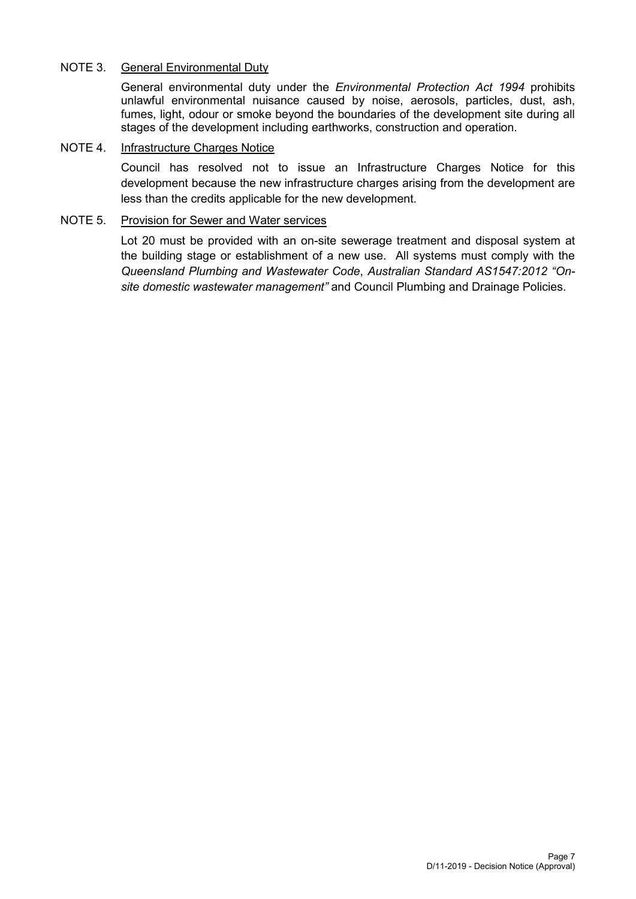NOTE 3. General Environmental Duty

General environmental duty under the *Environmental Protection Act 1994* prohibits unlawful environmental nuisance caused by noise, aerosols, particles, dust, ash, fumes, light, odour or smoke beyond the boundaries of the development site during all stages of the development including earthworks, construction and operation.

NOTE 4. Infrastructure Charges Notice

Council has resolved not to issue an Infrastructure Charges Notice for this development because the new infrastructure charges arising from the development are less than the credits applicable for the new development.

NOTE 5. Provision for Sewer and Water services

Lot 20 must be provided with an on-site sewerage treatment and disposal system at the building stage or establishment of a new use. All systems must comply with the *Queensland Plumbing and Wastewater Code*, *Australian Standard AS1547:2012 "On-site domestic wastewater management"* and Council Plumbing and Drainage Policies.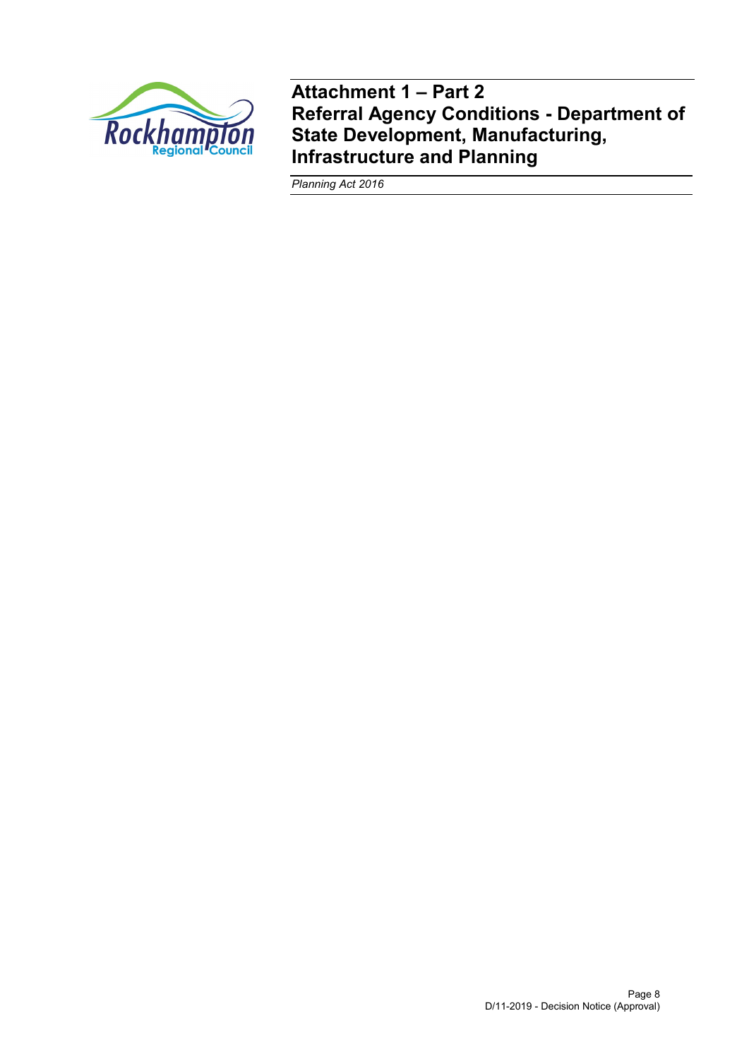# Attachment 1 – Part 2
# Referral Agency Conditions - Department of State Development, Manufacturing, Infrastructure and Planning

*Planning Act 2016*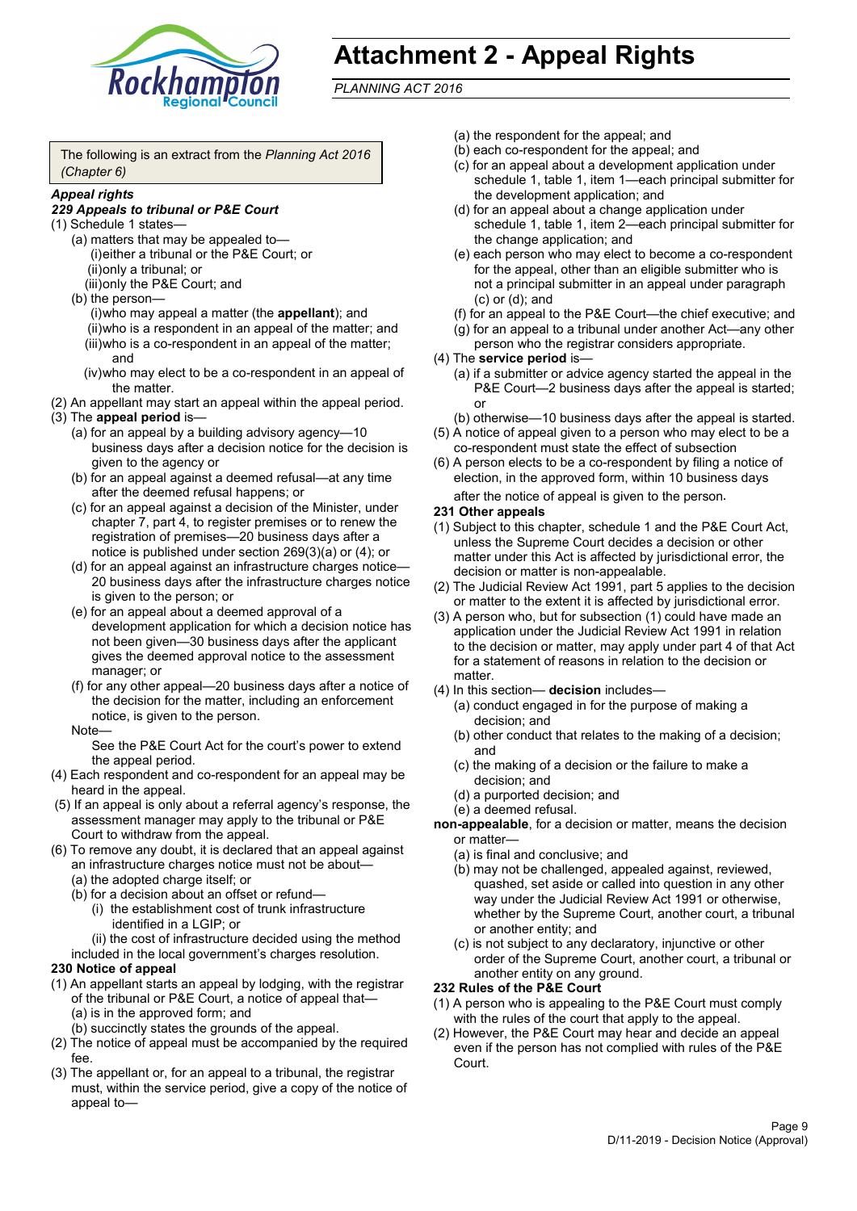# Attachment 2 - Appeal Rights

*PLANNING ACT 2016*

The following is an extract from the *Planning Act 2016 (Chapter 6)*

***Appeal rights***

***229 Appeals to tribunal or P&E Court***

(1) Schedule 1 states—

(a) matters that may be appealed to—

(i) either a tribunal or the P&E Court; or

(ii) only a tribunal; or

(iii) only the P&E Court; and

(b) the person—

(i) who may appeal a matter (the **appellant**); and

(ii) who is a respondent in an appeal of the matter; and

(iii) who is a co-respondent in an appeal of the matter; and

(iv) who may elect to be a co-respondent in an appeal of the matter.

(2) An appellant may start an appeal within the appeal period.

(3) The **appeal period** is—

(a) for an appeal by a building advisory agency—10 business days after a decision notice for the decision is given to the agency or

(b) for an appeal against a deemed refusal—at any time after the deemed refusal happens; or

(c) for an appeal against a decision of the Minister, under chapter 7, part 4, to register premises or to renew the registration of premises—20 business days after a notice is published under section 269(3)(a) or (4); or

(d) for an appeal against an infrastructure charges notice—20 business days after the infrastructure charges notice is given to the person; or

(e) for an appeal about a deemed approval of a development application for which a decision notice has not been given—30 business days after the applicant gives the deemed approval notice to the assessment manager; or

(f) for any other appeal—20 business days after a notice of the decision for the matter, including an enforcement notice, is given to the person.

Note—

See the P&E Court Act for the court's power to extend the appeal period.

(4) Each respondent and co-respondent for an appeal may be heard in the appeal.

(5) If an appeal is only about a referral agency's response, the assessment manager may apply to the tribunal or P&E Court to withdraw from the appeal.

(6) To remove any doubt, it is declared that an appeal against an infrastructure charges notice must not be about—

(a) the adopted charge itself; or

(b) for a decision about an offset or refund—

(i) the establishment cost of trunk infrastructure identified in a LGIP; or

(ii) the cost of infrastructure decided using the method included in the local government's charges resolution.

**230 Notice of appeal**

(1) An appellant starts an appeal by lodging, with the registrar of the tribunal or P&E Court, a notice of appeal that—

(a) is in the approved form; and

(b) succinctly states the grounds of the appeal.

(2) The notice of appeal must be accompanied by the required fee.

(3) The appellant or, for an appeal to a tribunal, the registrar must, within the service period, give a copy of the notice of appeal to—

(a) the respondent for the appeal; and

(b) each co-respondent for the appeal; and

(c) for an appeal about a development application under schedule 1, table 1, item 1—each principal submitter for the development application; and

(d) for an appeal about a change application under schedule 1, table 1, item 2—each principal submitter for the change application; and

(e) each person who may elect to become a co-respondent for the appeal, other than an eligible submitter who is not a principal submitter in an appeal under paragraph (c) or (d); and

(f) for an appeal to the P&E Court—the chief executive; and

(g) for an appeal to a tribunal under another Act—any other person who the registrar considers appropriate.

(4) The **service period** is—

(a) if a submitter or advice agency started the appeal in the P&E Court—2 business days after the appeal is started; or

(b) otherwise—10 business days after the appeal is started.

(5) A notice of appeal given to a person who may elect to be a co-respondent must state the effect of subsection

(6) A person elects to be a co-respondent by filing a notice of election, in the approved form, within 10 business days after the notice of appeal is given to the person.

**231 Other appeals**

(1) Subject to this chapter, schedule 1 and the P&E Court Act, unless the Supreme Court decides a decision or other matter under this Act is affected by jurisdictional error, the decision or matter is non-appealable.

(2) The Judicial Review Act 1991, part 5 applies to the decision or matter to the extent it is affected by jurisdictional error.

(3) A person who, but for subsection (1) could have made an application under the Judicial Review Act 1991 in relation to the decision or matter, may apply under part 4 of that Act for a statement of reasons in relation to the decision or matter.

(4) In this section— **decision** includes—

(a) conduct engaged in for the purpose of making a decision; and

(b) other conduct that relates to the making of a decision; and

(c) the making of a decision or the failure to make a decision; and

(d) a purported decision; and

(e) a deemed refusal.

**non-appealable**, for a decision or matter, means the decision or matter—

(a) is final and conclusive; and

(b) may not be challenged, appealed against, reviewed, quashed, set aside or called into question in any other way under the Judicial Review Act 1991 or otherwise, whether by the Supreme Court, another court, a tribunal or another entity; and

(c) is not subject to any declaratory, injunctive or other order of the Supreme Court, another court, a tribunal or another entity on any ground.

**232 Rules of the P&E Court**

(1) A person who is appealing to the P&E Court must comply with the rules of the court that apply to the appeal.

(2) However, the P&E Court may hear and decide an appeal even if the person has not complied with rules of the P&E Court.

D/11-2019 - Decision Notice (Approval)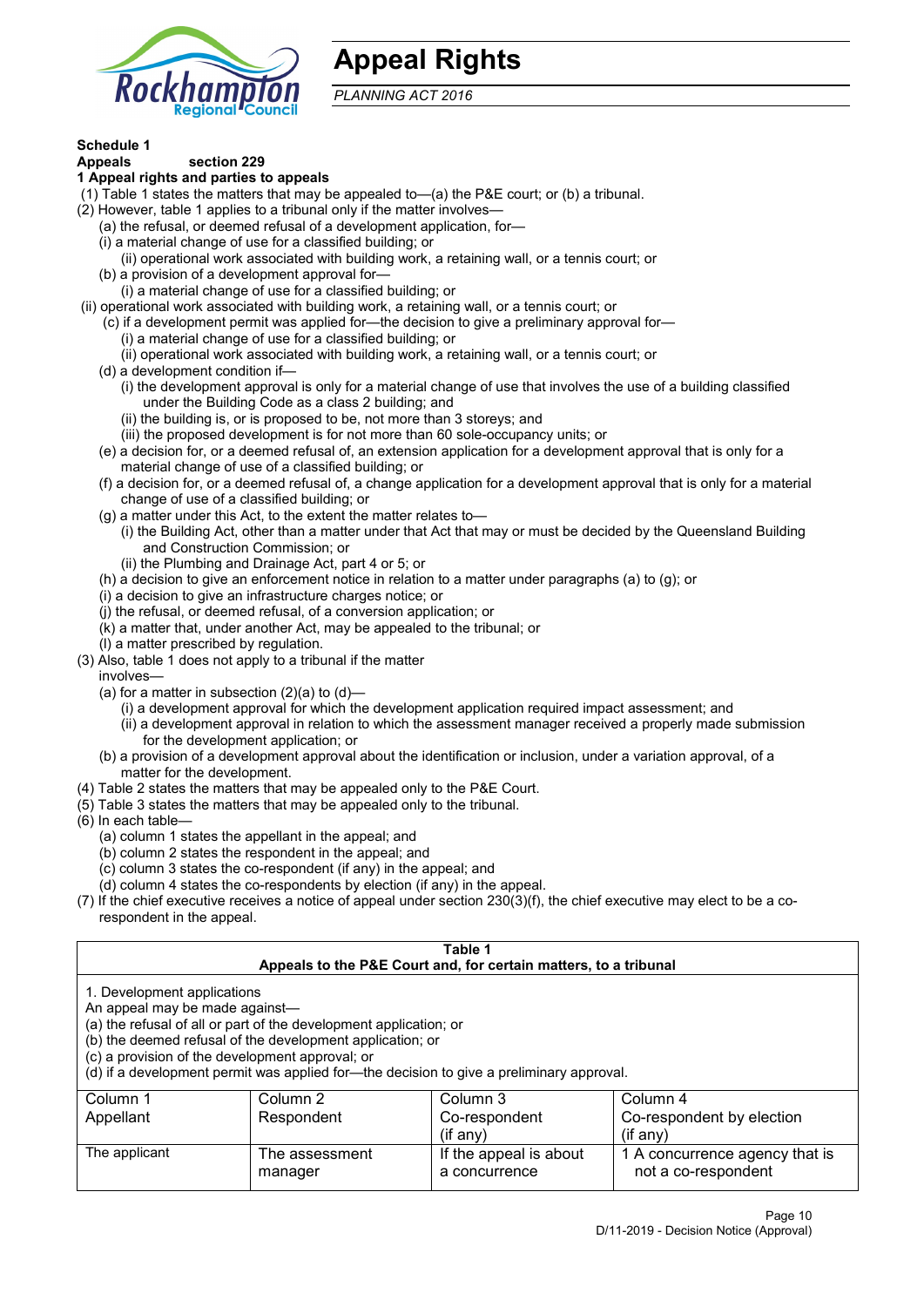# Appeal Rights

*PLANNING ACT 2016*

**Schedule 1**
**Appeals section 229**
**1 Appeal rights and parties to appeals**

(1) Table 1 states the matters that may be appealed to—(a) the P&E court; or (b) a tribunal.

(2) However, table 1 applies to a tribunal only if the matter involves—

(a) the refusal, or deemed refusal of a development application, for—

(i) a material change of use for a classified building; or

(ii) operational work associated with building work, a retaining wall, or a tennis court; or

(b) a provision of a development approval for—

(i) a material change of use for a classified building; or

(ii) operational work associated with building work, a retaining wall, or a tennis court; or

(c) if a development permit was applied for—the decision to give a preliminary approval for—

(i) a material change of use for a classified building; or

(ii) operational work associated with building work, a retaining wall, or a tennis court; or

(d) a development condition if—

(i) the development approval is only for a material change of use that involves the use of a building classified under the Building Code as a class 2 building; and

(ii) the building is, or is proposed to be, not more than 3 storeys; and

(iii) the proposed development is for not more than 60 sole-occupancy units; or

(e) a decision for, or a deemed refusal of, an extension application for a development approval that is only for a material change of use of a classified building; or

(f) a decision for, or a deemed refusal of, a change application for a development approval that is only for a material change of use of a classified building; or

(g) a matter under this Act, to the extent the matter relates to—

(i) the Building Act, other than a matter under that Act that may or must be decided by the Queensland Building and Construction Commission; or

(ii) the Plumbing and Drainage Act, part 4 or 5; or

(h) a decision to give an enforcement notice in relation to a matter under paragraphs (a) to (g); or

(i) a decision to give an infrastructure charges notice; or

(j) the refusal, or deemed refusal, of a conversion application; or

(k) a matter that, under another Act, may be appealed to the tribunal; or

(l) a matter prescribed by regulation.

(3) Also, table 1 does not apply to a tribunal if the matter involves—

(a) for a matter in subsection (2)(a) to (d)—

(i) a development approval for which the development application required impact assessment; and

(ii) a development approval in relation to which the assessment manager received a properly made submission for the development application; or

(b) a provision of a development approval about the identification or inclusion, under a variation approval, of a matter for the development.

(4) Table 2 states the matters that may be appealed only to the P&E Court.

(5) Table 3 states the matters that may be appealed only to the tribunal.

(6) In each table—

(a) column 1 states the appellant in the appeal; and

(b) column 2 states the respondent in the appeal; and

(c) column 3 states the co-respondent (if any) in the appeal; and

(d) column 4 states the co-respondents by election (if any) in the appeal.

(7) If the chief executive receives a notice of appeal under section 230(3)(f), the chief executive may elect to be a co-respondent in the appeal.

**Table 1**
**Appeals to the P&E Court and, for certain matters, to a tribunal**

1. Development applications
An appeal may be made against—
(a) the refusal of all or part of the development application; or
(b) the deemed refusal of the development application; or
(c) a provision of the development approval; or
(d) if a development permit was applied for—the decision to give a preliminary approval.

| Column 1<br>Appellant | Column 2<br>Respondent | Column 3<br>Co-respondent<br>(if any) | Column 4<br>Co-respondent by election<br>(if any) |
|---|---|---|---|
| The applicant | The assessment manager | If the appeal is about a concurrence | 1 A concurrence agency that is not a co-respondent |

D/11-2019 - Decision Notice (Approval)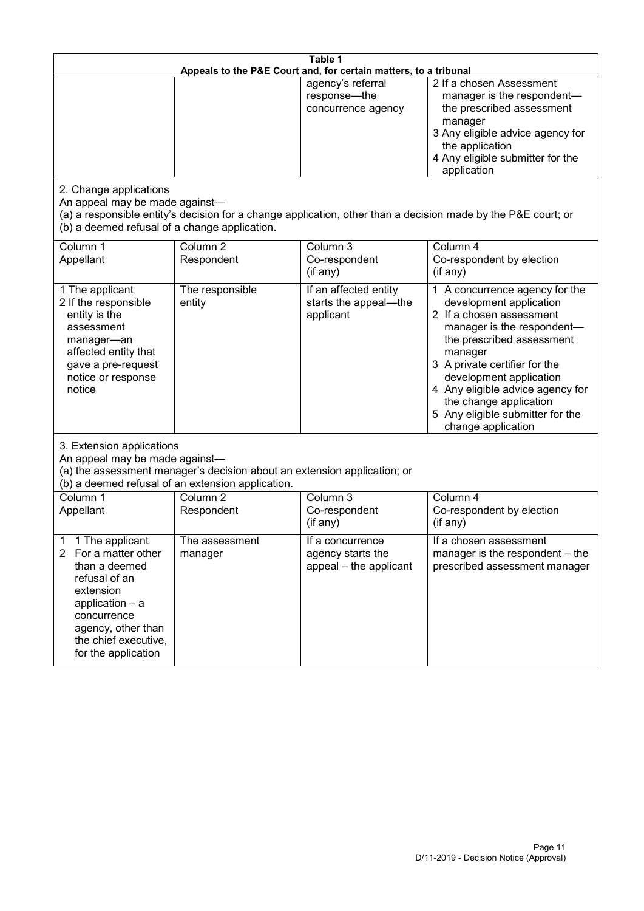**Table 1**
**Appeals to the P&E Court and, for certain matters, to a tribunal**

| | | | |
|---|---|---|---|
| | | agency's referral response—the concurrence agency | 2 If a chosen Assessment manager is the respondent—the prescribed assessment manager<br>3 Any eligible advice agency for the application<br>4 Any eligible submitter for the application |

2. Change applications
An appeal may be made against—
(a) a responsible entity's decision for a change application, other than a decision made by the P&E court; or
(b) a deemed refusal of a change application.

| Column 1<br>Appellant | Column 2<br>Respondent | Column 3<br>Co-respondent<br>(if any) | Column 4<br>Co-respondent by election<br>(if any) |
|---|---|---|---|
| 1 The applicant<br>2 If the responsible entity is the assessment manager—an affected entity that gave a pre-request notice or response notice | The responsible entity | If an affected entity starts the appeal—the applicant | 1 A concurrence agency for the development application<br>2 If a chosen assessment manager is the respondent—the prescribed assessment manager<br>3 A private certifier for the development application<br>4 Any eligible advice agency for the change application<br>5 Any eligible submitter for the change application |

3. Extension applications
An appeal may be made against—
(a) the assessment manager's decision about an extension application; or
(b) a deemed refusal of an extension application.

| Column 1<br>Appellant | Column 2<br>Respondent | Column 3<br>Co-respondent<br>(if any) | Column 4<br>Co-respondent by election<br>(if any) |
|---|---|---|---|
| 1 1 The applicant<br>2 For a matter other than a deemed refusal of an extension application – a concurrence agency, other than the chief executive, for the application | The assessment manager | If a concurrence agency starts the appeal – the applicant | If a chosen assessment manager is the respondent – the prescribed assessment manager |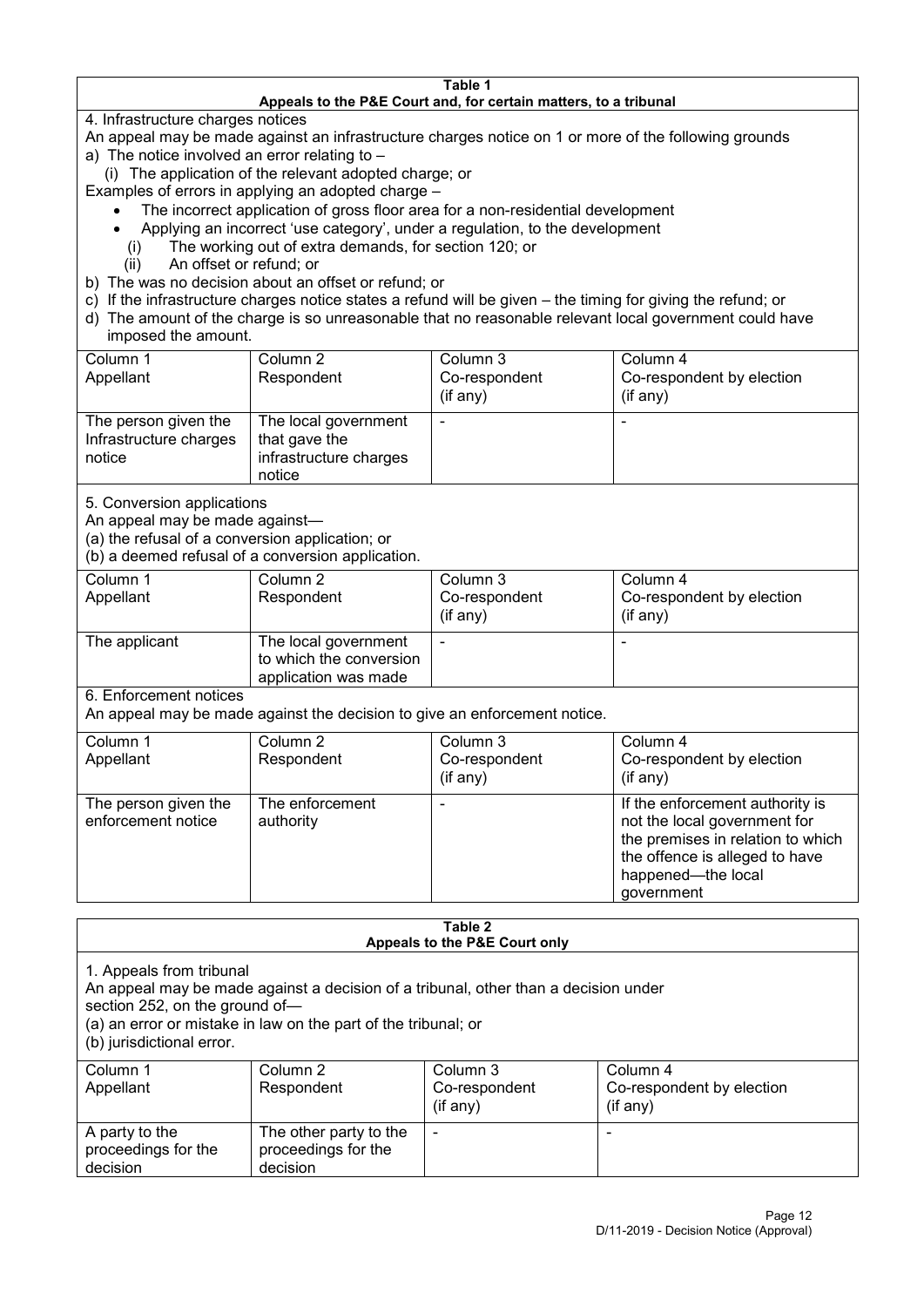**Table 1**
**Appeals to the P&E Court and, for certain matters, to a tribunal**

4. Infrastructure charges notices

An appeal may be made against an infrastructure charges notice on 1 or more of the following grounds

a) The notice involved an error relating to –

(i) The application of the relevant adopted charge; or

Examples of errors in applying an adopted charge –

- The incorrect application of gross floor area for a non-residential development
- Applying an incorrect 'use category', under a regulation, to the development

(i) The working out of extra demands, for section 120; or

(ii) An offset or refund; or

b) The was no decision about an offset or refund; or

c) If the infrastructure charges notice states a refund will be given – the timing for giving the refund; or

d) The amount of the charge is so unreasonable that no reasonable relevant local government could have imposed the amount.

| Column 1 Appellant | Column 2 Respondent | Column 3 Co-respondent (if any) | Column 4 Co-respondent by election (if any) |
|---|---|---|---|
| The person given the Infrastructure charges notice | The local government that gave the infrastructure charges notice | - | - |

5. Conversion applications

An appeal may be made against—

(a) the refusal of a conversion application; or

(b) a deemed refusal of a conversion application.

| Column 1 Appellant | Column 2 Respondent | Column 3 Co-respondent (if any) | Column 4 Co-respondent by election (if any) |
|---|---|---|---|
| The applicant | The local government to which the conversion application was made | - | - |

6. Enforcement notices

An appeal may be made against the decision to give an enforcement notice.

| Column 1 Appellant | Column 2 Respondent | Column 3 Co-respondent (if any) | Column 4 Co-respondent by election (if any) |
|---|---|---|---|
| The person given the enforcement notice | The enforcement authority | - | If the enforcement authority is not the local government for the premises in relation to which the offence is alleged to have happened—the local government |

**Table 2**
**Appeals to the P&E Court only**

1. Appeals from tribunal

An appeal may be made against a decision of a tribunal, other than a decision under section 252, on the ground of—

(a) an error or mistake in law on the part of the tribunal; or

(b) jurisdictional error.

| Column 1 Appellant | Column 2 Respondent | Column 3 Co-respondent (if any) | Column 4 Co-respondent by election (if any) |
|---|---|---|---|
| A party to the proceedings for the decision | The other party to the proceedings for the decision | - | - |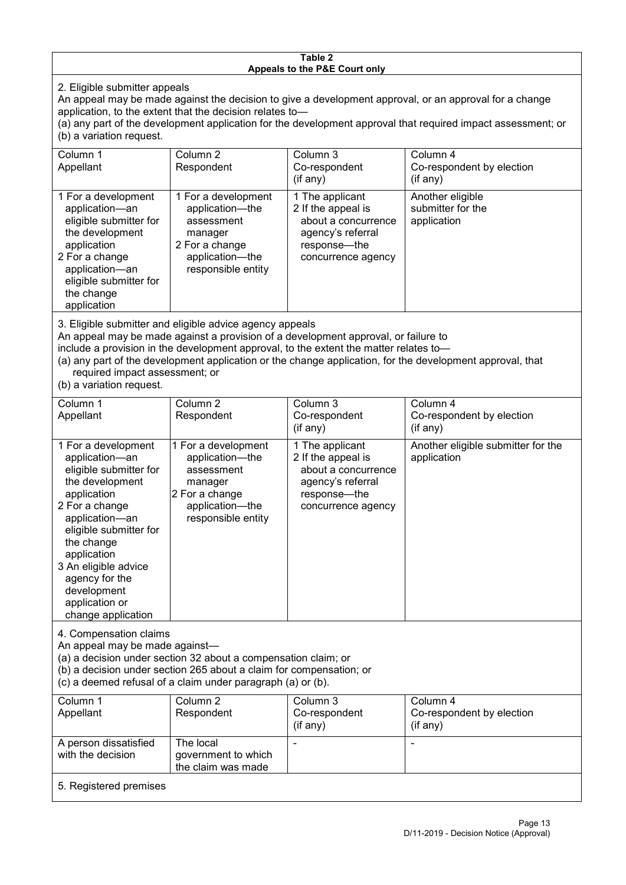**Table 2**
**Appeals to the P&E Court only**

2. Eligible submitter appeals

An appeal may be made against the decision to give a development approval, or an approval for a change application, to the extent that the decision relates to—

(a) any part of the development application for the development approval that required impact assessment; or

(b) a variation request.

| Column 1<br>Appellant | Column 2<br>Respondent | Column 3<br>Co-respondent<br>(if any) | Column 4<br>Co-respondent by election<br>(if any) |
|---|---|---|---|
| 1 For a development application—an eligible submitter for the development application<br>2 For a change application—an eligible submitter for the change application | 1 For a development application—the assessment manager<br>2 For a change application—the responsible entity | 1 The applicant<br>2 If the appeal is about a concurrence agency's referral response—the concurrence agency | Another eligible submitter for the application |

3. Eligible submitter and eligible advice agency appeals

An appeal may be made against a provision of a development approval, or failure to include a provision in the development approval, to the extent the matter relates to—

(a) any part of the development application or the change application, for the development approval, that required impact assessment; or

(b) a variation request.

| Column 1<br>Appellant | Column 2<br>Respondent | Column 3<br>Co-respondent<br>(if any) | Column 4<br>Co-respondent by election<br>(if any) |
|---|---|---|---|
| 1 For a development application—an eligible submitter for the development application<br>2 For a change application—an eligible submitter for the change application<br>3 An eligible advice agency for the development application or change application | 1 For a development application—the assessment manager<br>2 For a change application—the responsible entity | 1 The applicant<br>2 If the appeal is about a concurrence agency's referral response—the concurrence agency | Another eligible submitter for the application |

4. Compensation claims

An appeal may be made against—

(a) a decision under section 32 about a compensation claim; or

(b) a decision under section 265 about a claim for compensation; or

(c) a deemed refusal of a claim under paragraph (a) or (b).

| Column 1<br>Appellant | Column 2<br>Respondent | Column 3<br>Co-respondent<br>(if any) | Column 4<br>Co-respondent by election<br>(if any) |
|---|---|---|---|
| A person dissatisfied with the decision | The local government to which the claim was made | - | - |

5. Registered premises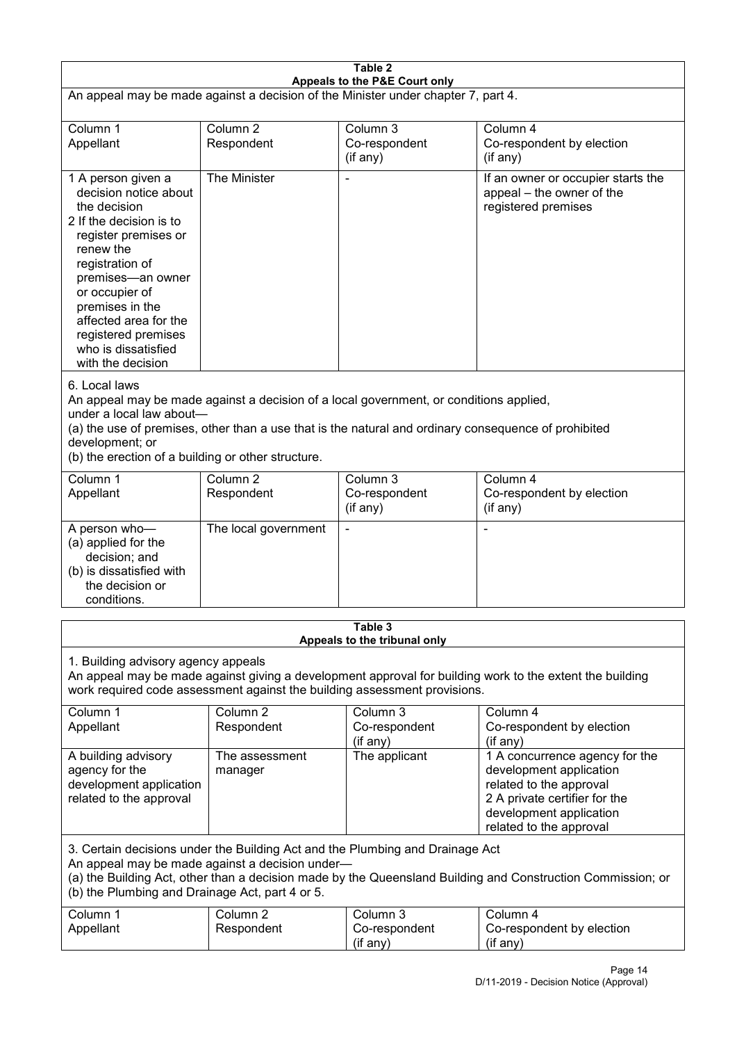**Table 2**
**Appeals to the P&E Court only**

An appeal may be made against a decision of the Minister under chapter 7, part 4.

| Column 1<br>Appellant | Column 2<br>Respondent | Column 3<br>Co-respondent<br>(if any) | Column 4<br>Co-respondent by election<br>(if any) |
|---|---|---|---|
| 1 A person given a decision notice about the decision<br>2 If the decision is to register premises or renew the registration of premises—an owner or occupier of premises in the affected area for the registered premises who is dissatisfied with the decision | The Minister | - | If an owner or occupier starts the appeal – the owner of the registered premises |

6. Local laws

An appeal may be made against a decision of a local government, or conditions applied, under a local law about—

(a) the use of premises, other than a use that is the natural and ordinary consequence of prohibited development; or

(b) the erection of a building or other structure.

| Column 1<br>Appellant | Column 2<br>Respondent | Column 3<br>Co-respondent<br>(if any) | Column 4<br>Co-respondent by election<br>(if any) |
|---|---|---|---|
| A person who—<br>(a) applied for the decision; and<br>(b) is dissatisfied with the decision or conditions. | The local government | - | - |

**Table 3**
**Appeals to the tribunal only**

1. Building advisory agency appeals

An appeal may be made against giving a development approval for building work to the extent the building work required code assessment against the building assessment provisions.

| Column 1<br>Appellant | Column 2<br>Respondent | Column 3<br>Co-respondent<br>(if any) | Column 4<br>Co-respondent by election<br>(if any) |
|---|---|---|---|
| A building advisory agency for the development application related to the approval | The assessment manager | The applicant | 1 A concurrence agency for the development application related to the approval<br>2 A private certifier for the development application related to the approval |

3. Certain decisions under the Building Act and the Plumbing and Drainage Act

An appeal may be made against a decision under—

(a) the Building Act, other than a decision made by the Queensland Building and Construction Commission; or

(b) the Plumbing and Drainage Act, part 4 or 5.

| Column 1<br>Appellant | Column 2<br>Respondent | Column 3<br>Co-respondent<br>(if any) | Column 4<br>Co-respondent by election<br>(if any) |
|---|---|---|---|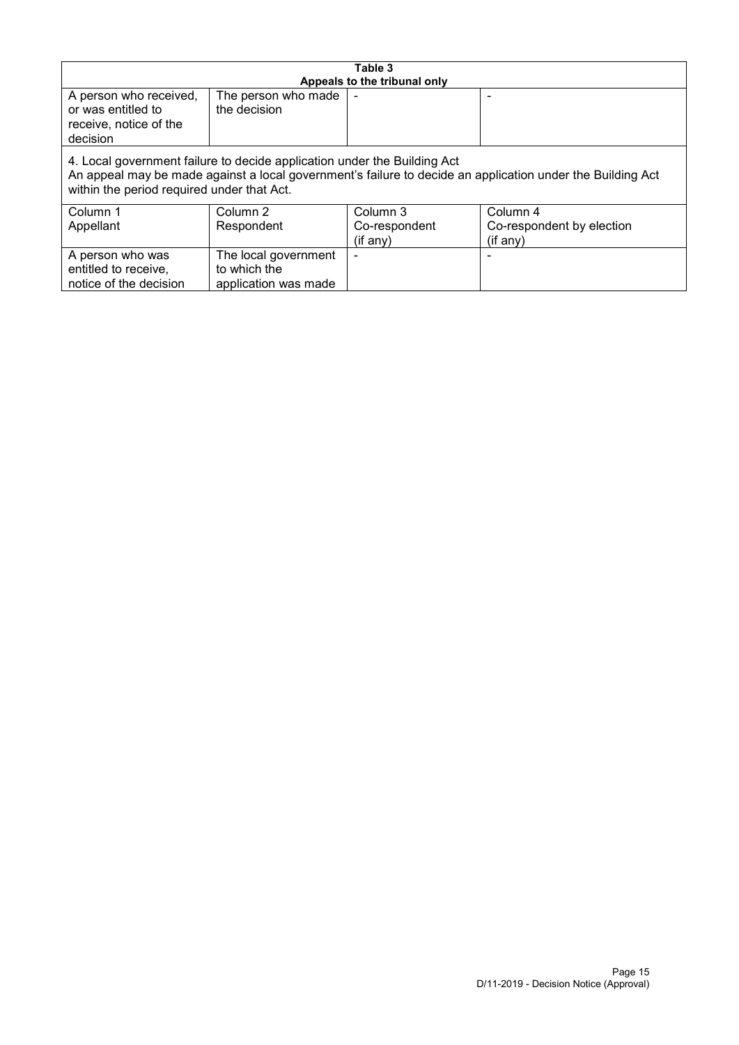**Table 3**
**Appeals to the tribunal only**

| | | | |
|---|---|---|---|
| A person who received, or was entitled to receive, notice of the decision | The person who made the decision | - | - |

4. Local government failure to decide application under the Building Act
An appeal may be made against a local government's failure to decide an application under the Building Act within the period required under that Act.

| Column 1<br>Appellant | Column 2<br>Respondent | Column 3<br>Co-respondent<br>(if any) | Column 4<br>Co-respondent by election<br>(if any) |
|---|---|---|---|
| A person who was entitled to receive, notice of the decision | The local government to which the application was made | - | - |